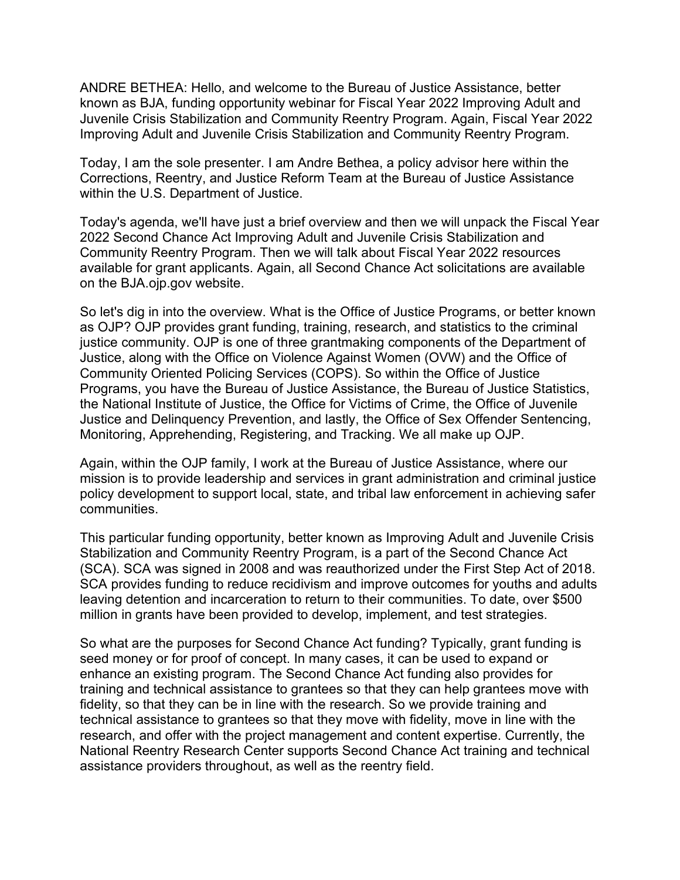ANDRE BETHEA: Hello, and welcome to the Bureau of Justice Assistance, better known as BJA, funding opportunity webinar for Fiscal Year 2022 Improving Adult and Juvenile Crisis Stabilization and Community Reentry Program. Again, Fiscal Year 2022 Improving Adult and Juvenile Crisis Stabilization and Community Reentry Program.

Today, I am the sole presenter. I am Andre Bethea, a policy advisor here within the Corrections, Reentry, and Justice Reform Team at the Bureau of Justice Assistance within the U.S. Department of Justice.

Today's agenda, we'll have just a brief overview and then we will unpack the Fiscal Year 2022 Second Chance Act Improving Adult and Juvenile Crisis Stabilization and Community Reentry Program. Then we will talk about Fiscal Year 2022 resources available for grant applicants. Again, all Second Chance Act solicitations are available on the BJA.ojp.gov website.

So let's dig in into the overview. What is the Office of Justice Programs, or better known as OJP? OJP provides grant funding, training, research, and statistics to the criminal justice community. OJP is one of three grantmaking components of the Department of Justice, along with the Office on Violence Against Women (OVW) and the Office of Community Oriented Policing Services (COPS). So within the Office of Justice Programs, you have the Bureau of Justice Assistance, the Bureau of Justice Statistics, the National Institute of Justice, the Office for Victims of Crime, the Office of Juvenile Justice and Delinquency Prevention, and lastly, the Office of Sex Offender Sentencing, Monitoring, Apprehending, Registering, and Tracking. We all make up OJP.

Again, within the OJP family, I work at the Bureau of Justice Assistance, where our mission is to provide leadership and services in grant administration and criminal justice policy development to support local, state, and tribal law enforcement in achieving safer communities.

This particular funding opportunity, better known as Improving Adult and Juvenile Crisis Stabilization and Community Reentry Program, is a part of the Second Chance Act (SCA). SCA was signed in 2008 and was reauthorized under the First Step Act of 2018. SCA provides funding to reduce recidivism and improve outcomes for youths and adults leaving detention and incarceration to return to their communities. To date, over $500 million in grants have been provided to develop, implement, and test strategies.

So what are the purposes for Second Chance Act funding? Typically, grant funding is seed money or for proof of concept. In many cases, it can be used to expand or enhance an existing program. The Second Chance Act funding also provides for training and technical assistance to grantees so that they can help grantees move with fidelity, so that they can be in line with the research. So we provide training and technical assistance to grantees so that they move with fidelity, move in line with the research, and offer with the project management and content expertise. Currently, the National Reentry Research Center supports Second Chance Act training and technical assistance providers throughout, as well as the reentry field.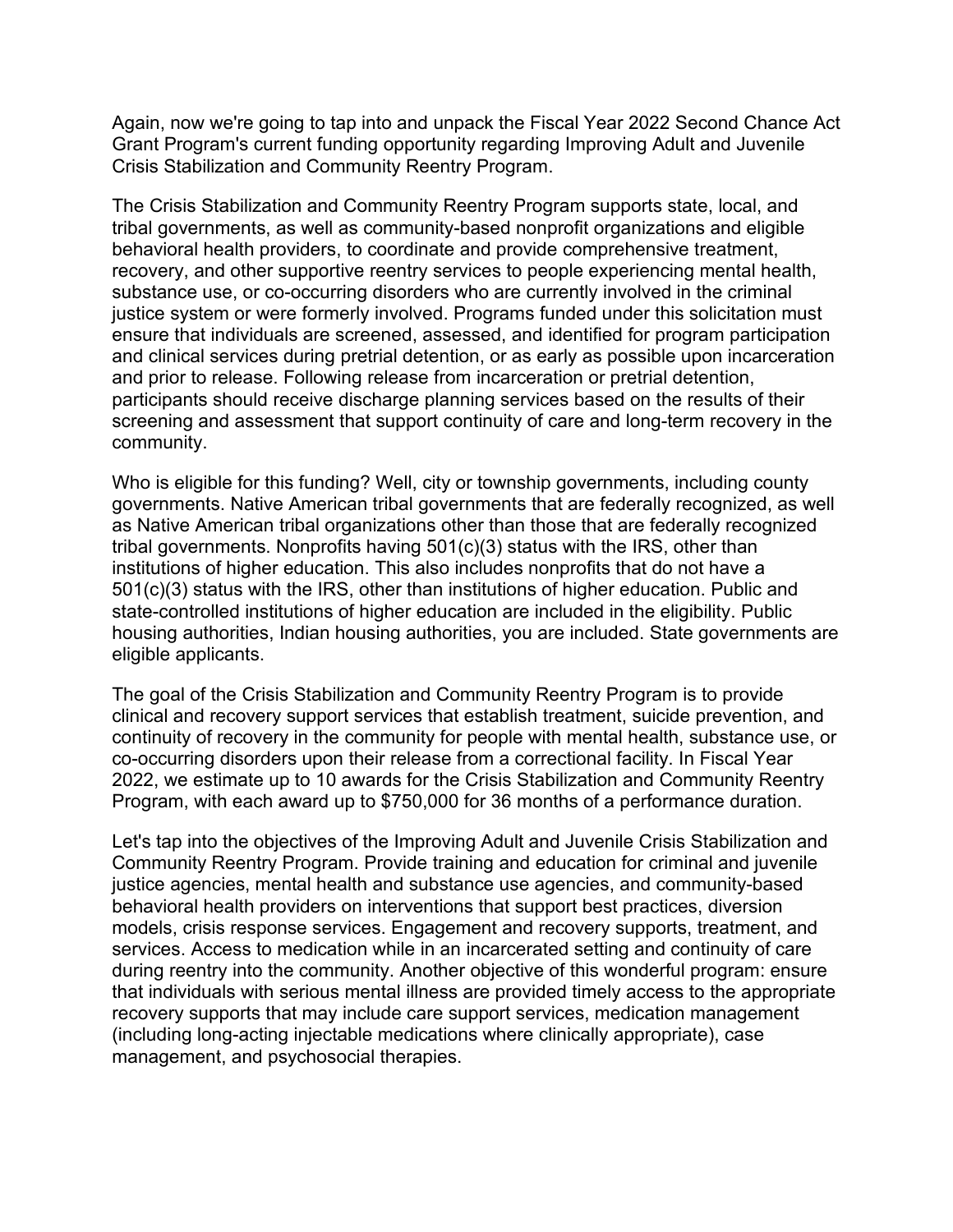Again, now we're going to tap into and unpack the Fiscal Year 2022 Second Chance Act Grant Program's current funding opportunity regarding Improving Adult and Juvenile Crisis Stabilization and Community Reentry Program.

The Crisis Stabilization and Community Reentry Program supports state, local, and tribal governments, as well as community-based nonprofit organizations and eligible behavioral health providers, to coordinate and provide comprehensive treatment, recovery, and other supportive reentry services to people experiencing mental health, substance use, or co-occurring disorders who are currently involved in the criminal justice system or were formerly involved. Programs funded under this solicitation must ensure that individuals are screened, assessed, and identified for program participation and clinical services during pretrial detention, or as early as possible upon incarceration and prior to release. Following release from incarceration or pretrial detention, participants should receive discharge planning services based on the results of their screening and assessment that support continuity of care and long-term recovery in the community.

Who is eligible for this funding? Well, city or township governments, including county governments. Native American tribal governments that are federally recognized, as well as Native American tribal organizations other than those that are federally recognized tribal governments. Nonprofits having 501(c)(3) status with the IRS, other than institutions of higher education. This also includes nonprofits that do not have a 501(c)(3) status with the IRS, other than institutions of higher education. Public and state-controlled institutions of higher education are included in the eligibility. Public housing authorities, Indian housing authorities, you are included. State governments are eligible applicants.

The goal of the Crisis Stabilization and Community Reentry Program is to provide clinical and recovery support services that establish treatment, suicide prevention, and continuity of recovery in the community for people with mental health, substance use, or co-occurring disorders upon their release from a correctional facility. In Fiscal Year 2022, we estimate up to 10 awards for the Crisis Stabilization and Community Reentry Program, with each award up to $750,000 for 36 months of a performance duration.

Let's tap into the objectives of the Improving Adult and Juvenile Crisis Stabilization and Community Reentry Program. Provide training and education for criminal and juvenile justice agencies, mental health and substance use agencies, and community-based behavioral health providers on interventions that support best practices, diversion models, crisis response services. Engagement and recovery supports, treatment, and services. Access to medication while in an incarcerated setting and continuity of care during reentry into the community. Another objective of this wonderful program: ensure that individuals with serious mental illness are provided timely access to the appropriate recovery supports that may include care support services, medication management (including long-acting injectable medications where clinically appropriate), case management, and psychosocial therapies.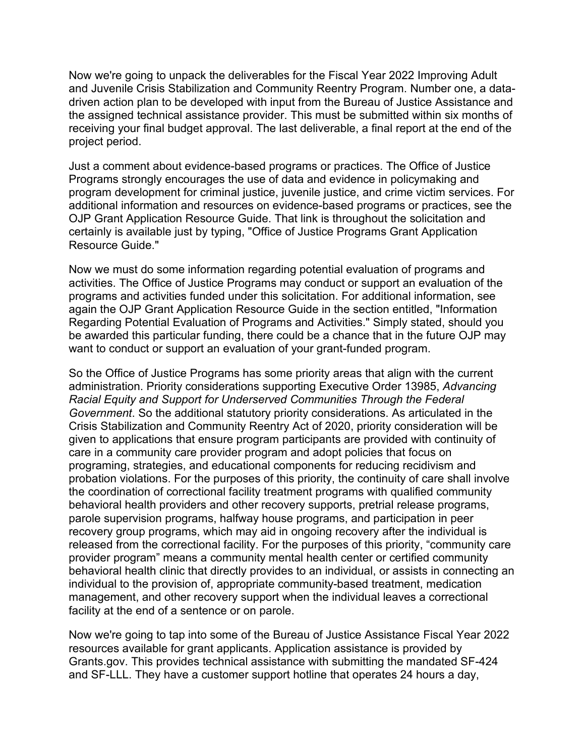Now we're going to unpack the deliverables for the Fiscal Year 2022 Improving Adult and Juvenile Crisis Stabilization and Community Reentry Program. Number one, a data-driven action plan to be developed with input from the Bureau of Justice Assistance and the assigned technical assistance provider. This must be submitted within six months of receiving your final budget approval. The last deliverable, a final report at the end of the project period.

Just a comment about evidence-based programs or practices. The Office of Justice Programs strongly encourages the use of data and evidence in policymaking and program development for criminal justice, juvenile justice, and crime victim services. For additional information and resources on evidence-based programs or practices, see the OJP Grant Application Resource Guide. That link is throughout the solicitation and certainly is available just by typing, "Office of Justice Programs Grant Application Resource Guide."

Now we must do some information regarding potential evaluation of programs and activities. The Office of Justice Programs may conduct or support an evaluation of the programs and activities funded under this solicitation. For additional information, see again the OJP Grant Application Resource Guide in the section entitled, "Information Regarding Potential Evaluation of Programs and Activities." Simply stated, should you be awarded this particular funding, there could be a chance that in the future OJP may want to conduct or support an evaluation of your grant-funded program.

So the Office of Justice Programs has some priority areas that align with the current administration. Priority considerations supporting Executive Order 13985, *Advancing Racial Equity and Support for Underserved Communities Through the Federal Government*. So the additional statutory priority considerations. As articulated in the Crisis Stabilization and Community Reentry Act of 2020, priority consideration will be given to applications that ensure program participants are provided with continuity of care in a community care provider program and adopt policies that focus on programing, strategies, and educational components for reducing recidivism and probation violations. For the purposes of this priority, the continuity of care shall involve the coordination of correctional facility treatment programs with qualified community behavioral health providers and other recovery supports, pretrial release programs, parole supervision programs, halfway house programs, and participation in peer recovery group programs, which may aid in ongoing recovery after the individual is released from the correctional facility. For the purposes of this priority, "community care provider program" means a community mental health center or certified community behavioral health clinic that directly provides to an individual, or assists in connecting an individual to the provision of, appropriate community-based treatment, medication management, and other recovery support when the individual leaves a correctional facility at the end of a sentence or on parole.

Now we're going to tap into some of the Bureau of Justice Assistance Fiscal Year 2022 resources available for grant applicants. Application assistance is provided by Grants.gov. This provides technical assistance with submitting the mandated SF-424 and SF-LLL. They have a customer support hotline that operates 24 hours a day,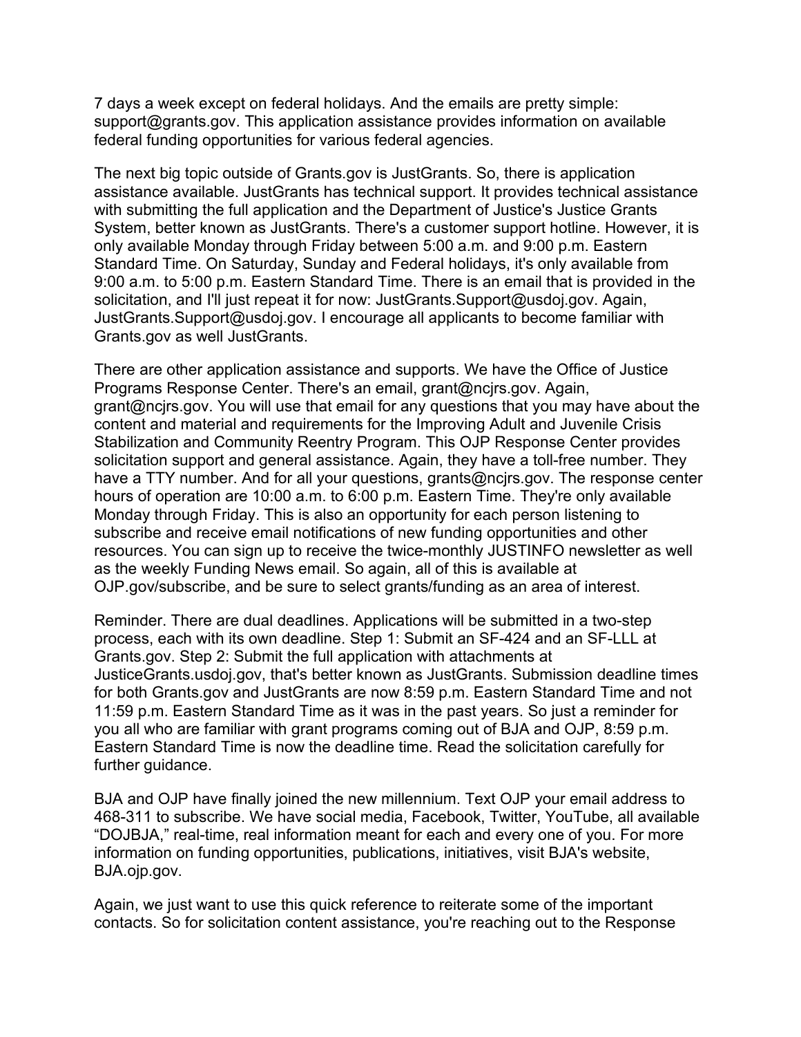7 days a week except on federal holidays. And the emails are pretty simple: support@grants.gov. This application assistance provides information on available federal funding opportunities for various federal agencies.

The next big topic outside of Grants.gov is JustGrants. So, there is application assistance available. JustGrants has technical support. It provides technical assistance with submitting the full application and the Department of Justice's Justice Grants System, better known as JustGrants. There's a customer support hotline. However, it is only available Monday through Friday between 5:00 a.m. and 9:00 p.m. Eastern Standard Time. On Saturday, Sunday and Federal holidays, it's only available from 9:00 a.m. to 5:00 p.m. Eastern Standard Time. There is an email that is provided in the solicitation, and I'll just repeat it for now: JustGrants.Support@usdoj.gov. Again, JustGrants.Support@usdoj.gov. I encourage all applicants to become familiar with Grants.gov as well JustGrants.

There are other application assistance and supports. We have the Office of Justice Programs Response Center. There's an email, grant@ncjrs.gov. Again, grant@ncjrs.gov. You will use that email for any questions that you may have about the content and material and requirements for the Improving Adult and Juvenile Crisis Stabilization and Community Reentry Program. This OJP Response Center provides solicitation support and general assistance. Again, they have a toll-free number. They have a TTY number. And for all your questions, grants@ncjrs.gov. The response center hours of operation are 10:00 a.m. to 6:00 p.m. Eastern Time. They're only available Monday through Friday. This is also an opportunity for each person listening to subscribe and receive email notifications of new funding opportunities and other resources. You can sign up to receive the twice-monthly JUSTINFO newsletter as well as the weekly Funding News email. So again, all of this is available at OJP.gov/subscribe, and be sure to select grants/funding as an area of interest.

Reminder. There are dual deadlines. Applications will be submitted in a two-step process, each with its own deadline. Step 1: Submit an SF-424 and an SF-LLL at Grants.gov. Step 2: Submit the full application with attachments at JusticeGrants.usdoj.gov, that's better known as JustGrants. Submission deadline times for both Grants.gov and JustGrants are now 8:59 p.m. Eastern Standard Time and not 11:59 p.m. Eastern Standard Time as it was in the past years. So just a reminder for you all who are familiar with grant programs coming out of BJA and OJP, 8:59 p.m. Eastern Standard Time is now the deadline time. Read the solicitation carefully for further guidance.

BJA and OJP have finally joined the new millennium. Text OJP your email address to 468-311 to subscribe. We have social media, Facebook, Twitter, YouTube, all available "DOJBJA," real-time, real information meant for each and every one of you. For more information on funding opportunities, publications, initiatives, visit BJA's website, BJA.ojp.gov.

Again, we just want to use this quick reference to reiterate some of the important contacts. So for solicitation content assistance, you're reaching out to the Response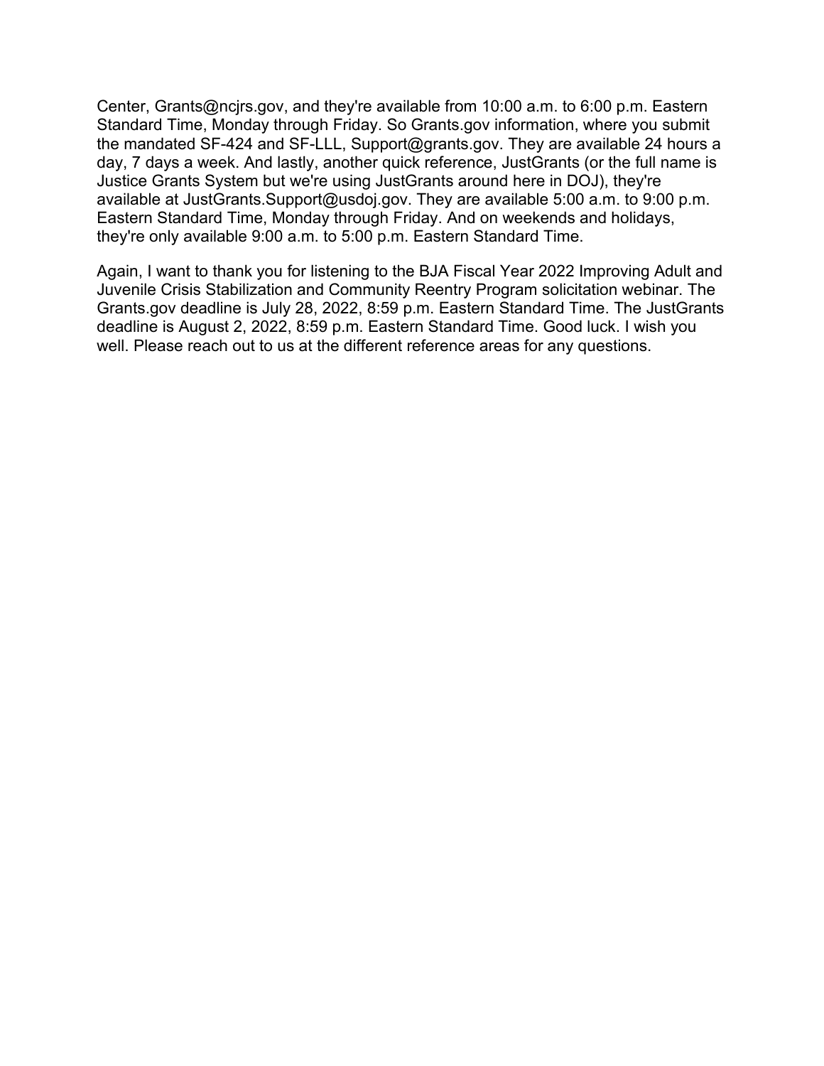Center, Grants@ncjrs.gov, and they're available from 10:00 a.m. to 6:00 p.m. Eastern Standard Time, Monday through Friday. So Grants.gov information, where you submit the mandated SF-424 and SF-LLL, Support@grants.gov. They are available 24 hours a day, 7 days a week. And lastly, another quick reference, JustGrants (or the full name is Justice Grants System but we're using JustGrants around here in DOJ), they're available at JustGrants.Support@usdoj.gov. They are available 5:00 a.m. to 9:00 p.m. Eastern Standard Time, Monday through Friday. And on weekends and holidays, they're only available 9:00 a.m. to 5:00 p.m. Eastern Standard Time.

Again, I want to thank you for listening to the BJA Fiscal Year 2022 Improving Adult and Juvenile Crisis Stabilization and Community Reentry Program solicitation webinar. The Grants.gov deadline is July 28, 2022, 8:59 p.m. Eastern Standard Time. The JustGrants deadline is August 2, 2022, 8:59 p.m. Eastern Standard Time. Good luck. I wish you well. Please reach out to us at the different reference areas for any questions.